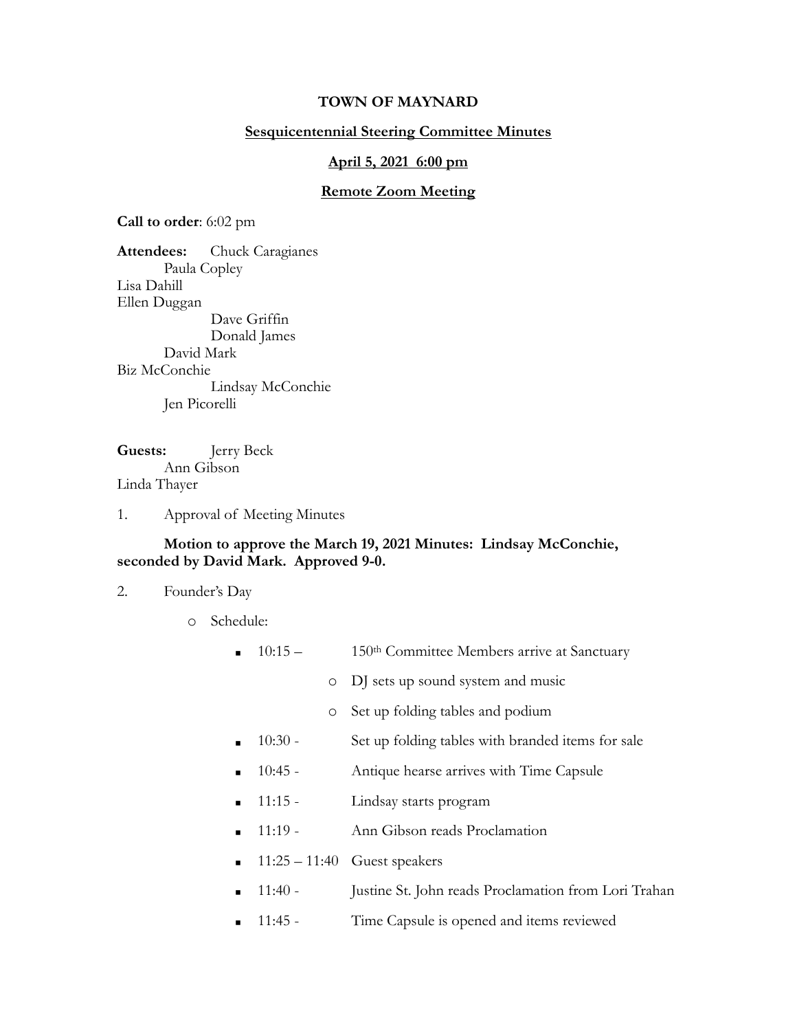**TOWN OF MAYNARD**

**Sesquicentennial Steering Committee Minutes**

**April 5, 2021 6:00 pm**

**Remote Zoom Meeting**

**Call to order**: 6:02 pm

**Attendees:** Chuck Caragianes
Paula Copley
Lisa Dahill
Ellen Duggan
Dave Griffin
Donald James
David Mark
Biz McConchie
Lindsay McConchie
Jen Picorelli

**Guests:** Jerry Beck
Ann Gibson
Linda Thayer

1. Approval of Meeting Minutes

   **Motion to approve the March 19, 2021 Minutes: Lindsay McConchie, seconded by David Mark. Approved 9-0.**

2. Founder's Day

   - Schedule:
     - 10:15 – 150th Committee Members arrive at Sanctuary
       - DJ sets up sound system and music
       - Set up folding tables and podium
     - 10:30 - Set up folding tables with branded items for sale
     - 10:45 - Antique hearse arrives with Time Capsule
     - 11:15 - Lindsay starts program
     - 11:19 - Ann Gibson reads Proclamation
     - 11:25 – 11:40 Guest speakers
     - 11:40 - Justine St. John reads Proclamation from Lori Trahan
     - 11:45 - Time Capsule is opened and items reviewed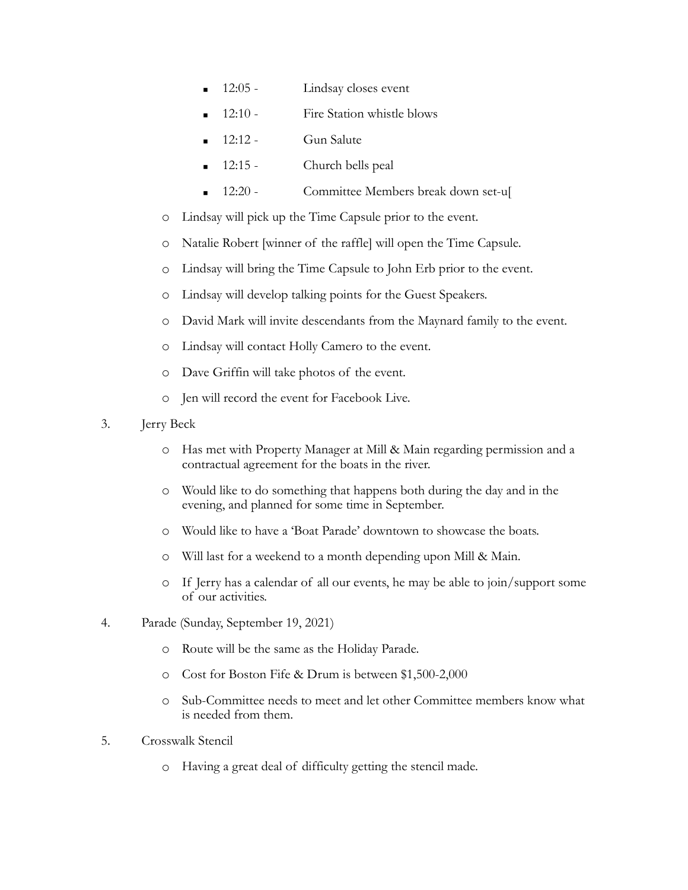- 12:05 - Lindsay closes event
        - 12:10 - Fire Station whistle blows
        - 12:12 - Gun Salute
        - 12:15 - Church bells peal
        - 12:20 - Committee Members break down set-u[
    - Lindsay will pick up the Time Capsule prior to the event.
    - Natalie Robert [winner of the raffle] will open the Time Capsule.
    - Lindsay will bring the Time Capsule to John Erb prior to the event.
    - Lindsay will develop talking points for the Guest Speakers.
    - David Mark will invite descendants from the Maynard family to the event.
    - Lindsay will contact Holly Camero to the event.
    - Dave Griffin will take photos of the event.
    - Jen will record the event for Facebook Live.

3. Jerry Beck
    - Has met with Property Manager at Mill & Main regarding permission and a contractual agreement for the boats in the river.
    - Would like to do something that happens both during the day and in the evening, and planned for some time in September.
    - Would like to have a 'Boat Parade' downtown to showcase the boats.
    - Will last for a weekend to a month depending upon Mill & Main.
    - If Jerry has a calendar of all our events, he may be able to join/support some of our activities.

4. Parade (Sunday, September 19, 2021)
    - Route will be the same as the Holiday Parade.
    - Cost for Boston Fife & Drum is between $1,500-2,000
    - Sub-Committee needs to meet and let other Committee members know what is needed from them.

5. Crosswalk Stencil
    - Having a great deal of difficulty getting the stencil made.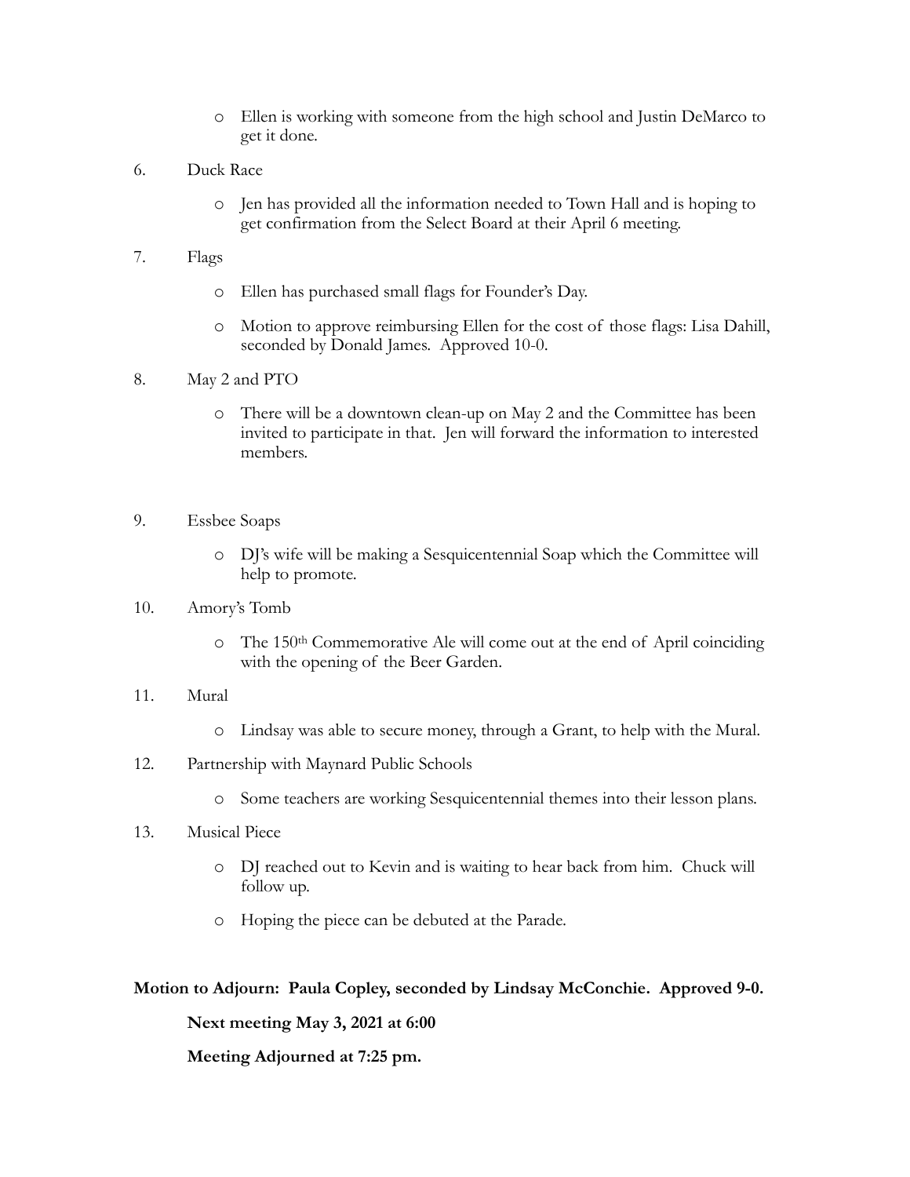- Ellen is working with someone from the high school and Justin DeMarco to get it done.

6. Duck Race

   - Jen has provided all the information needed to Town Hall and is hoping to get confirmation from the Select Board at their April 6 meeting.

7. Flags

   - Ellen has purchased small flags for Founder's Day.
   - Motion to approve reimbursing Ellen for the cost of those flags: Lisa Dahill, seconded by Donald James. Approved 10-0.

8. May 2 and PTO

   - There will be a downtown clean-up on May 2 and the Committee has been invited to participate in that. Jen will forward the information to interested members.

9. Essbee Soaps

   - DJ's wife will be making a Sesquicentennial Soap which the Committee will help to promote.

10. Amory's Tomb

    - The 150th Commemorative Ale will come out at the end of April coinciding with the opening of the Beer Garden.

11. Mural

    - Lindsay was able to secure money, through a Grant, to help with the Mural.

12. Partnership with Maynard Public Schools

    - Some teachers are working Sesquicentennial themes into their lesson plans.

13. Musical Piece

    - DJ reached out to Kevin and is waiting to hear back from him. Chuck will follow up.
    - Hoping the piece can be debuted at the Parade.

**Motion to Adjourn: Paula Copley, seconded by Lindsay McConchie. Approved 9-0.**

**Next meeting May 3, 2021 at 6:00**

**Meeting Adjourned at 7:25 pm.**